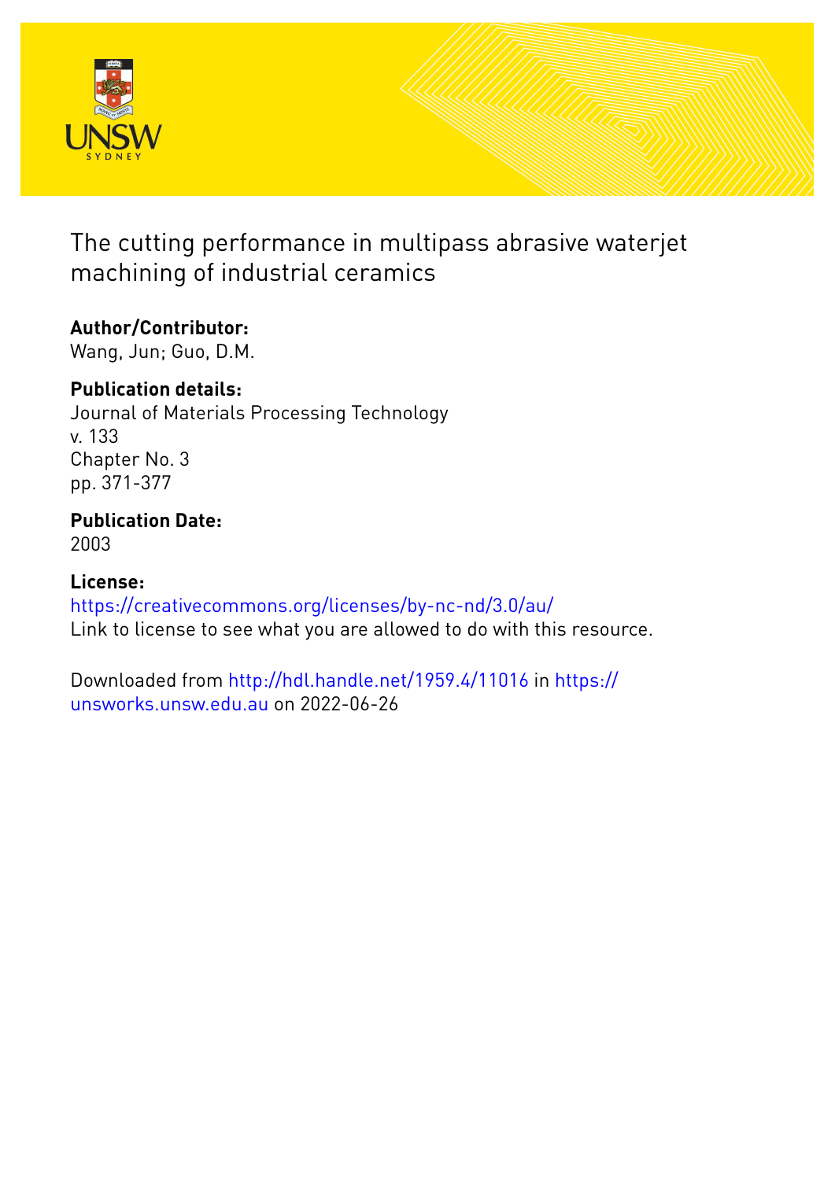# The cutting performance in multipass abrasive waterjet machining of industrial ceramics

**Author/Contributor:**
Wang, Jun; Guo, D.M.

**Publication details:**
Journal of Materials Processing Technology
v. 133
Chapter No. 3
pp. 371-377

**Publication Date:**
2003

**License:**
https://creativecommons.org/licenses/by-nc-nd/3.0/au/
Link to license to see what you are allowed to do with this resource.

Downloaded from http://hdl.handle.net/1959.4/11016 in https://unsworks.unsw.edu.au on 2022-06-26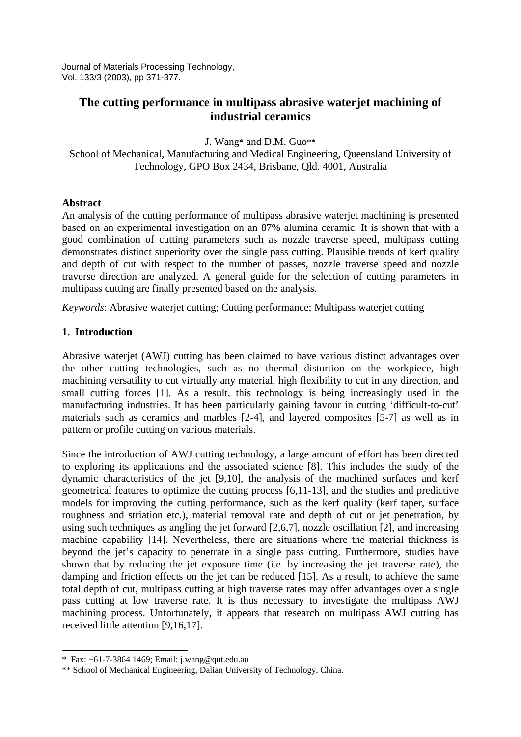Journal of Materials Processing Technology, Vol. 133/3 (2003), pp 371-377.

# The cutting performance in multipass abrasive waterjet machining of industrial ceramics

J. Wang* and D.M. Guo**

School of Mechanical, Manufacturing and Medical Engineering, Queensland University of Technology, GPO Box 2434, Brisbane, Qld. 4001, Australia

## Abstract

An analysis of the cutting performance of multipass abrasive waterjet machining is presented based on an experimental investigation on an 87% alumina ceramic. It is shown that with a good combination of cutting parameters such as nozzle traverse speed, multipass cutting demonstrates distinct superiority over the single pass cutting. Plausible trends of kerf quality and depth of cut with respect to the number of passes, nozzle traverse speed and nozzle traverse direction are analyzed. A general guide for the selection of cutting parameters in multipass cutting are finally presented based on the analysis.

*Keywords*: Abrasive waterjet cutting; Cutting performance; Multipass waterjet cutting

## 1. Introduction

Abrasive waterjet (AWJ) cutting has been claimed to have various distinct advantages over the other cutting technologies, such as no thermal distortion on the workpiece, high machining versatility to cut virtually any material, high flexibility to cut in any direction, and small cutting forces [1]. As a result, this technology is being increasingly used in the manufacturing industries. It has been particularly gaining favour in cutting 'difficult-to-cut' materials such as ceramics and marbles [2-4], and layered composites [5-7] as well as in pattern or profile cutting on various materials.

Since the introduction of AWJ cutting technology, a large amount of effort has been directed to exploring its applications and the associated science [8]. This includes the study of the dynamic characteristics of the jet [9,10], the analysis of the machined surfaces and kerf geometrical features to optimize the cutting process [6,11-13], and the studies and predictive models for improving the cutting performance, such as the kerf quality (kerf taper, surface roughness and striation etc.), material removal rate and depth of cut or jet penetration, by using such techniques as angling the jet forward [2,6,7], nozzle oscillation [2], and increasing machine capability [14]. Nevertheless, there are situations where the material thickness is beyond the jet's capacity to penetrate in a single pass cutting. Furthermore, studies have shown that by reducing the jet exposure time (i.e. by increasing the jet traverse rate), the damping and friction effects on the jet can be reduced [15]. As a result, to achieve the same total depth of cut, multipass cutting at high traverse rates may offer advantages over a single pass cutting at low traverse rate. It is thus necessary to investigate the multipass AWJ machining process. Unfortunately, it appears that research on multipass AWJ cutting has received little attention [9,16,17].

* Fax: +61-7-3864 1469; Email: j.wang@qut.edu.au

** School of Mechanical Engineering, Dalian University of Technology, China.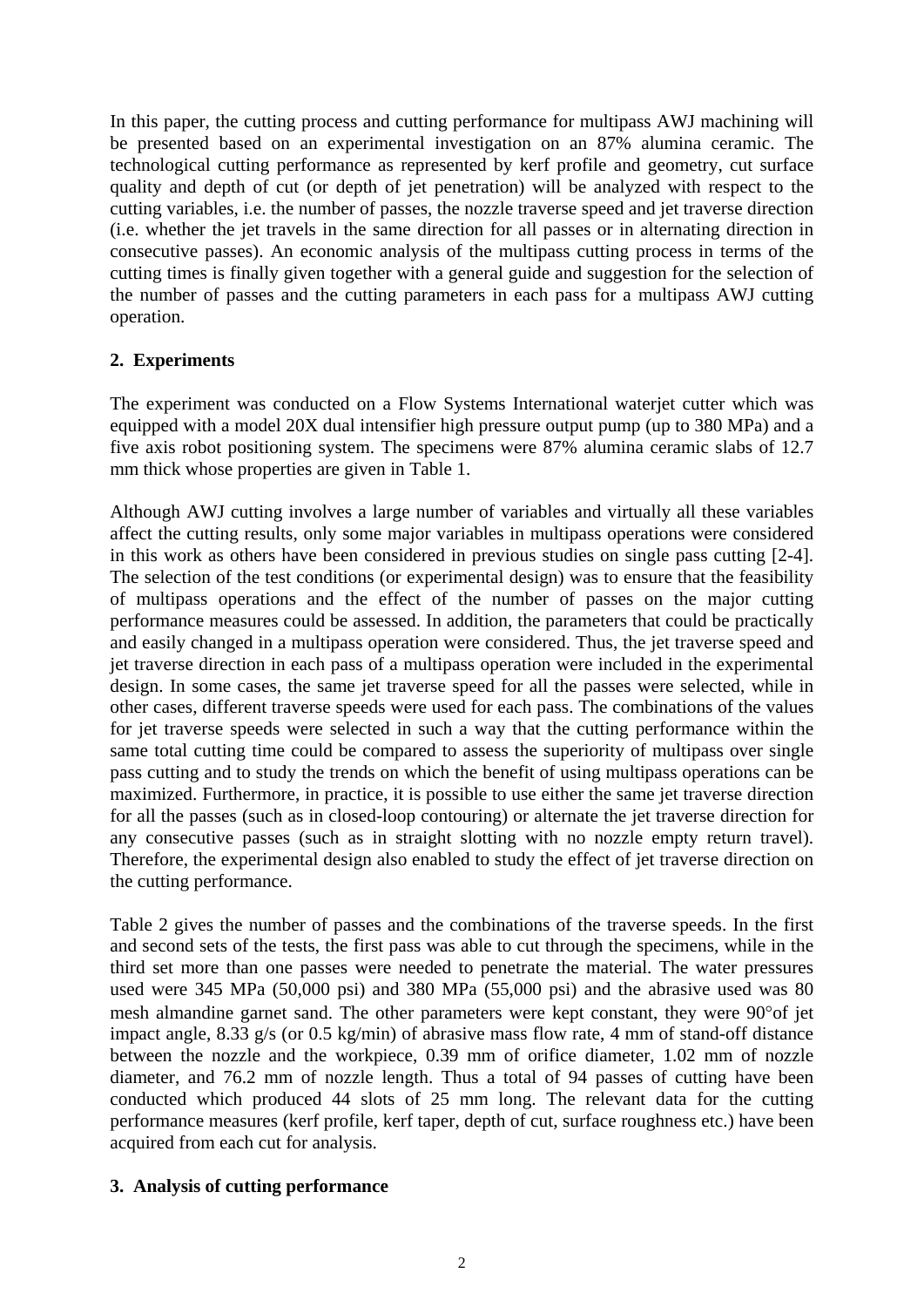In this paper, the cutting process and cutting performance for multipass AWJ machining will be presented based on an experimental investigation on an 87% alumina ceramic. The technological cutting performance as represented by kerf profile and geometry, cut surface quality and depth of cut (or depth of jet penetration) will be analyzed with respect to the cutting variables, i.e. the number of passes, the nozzle traverse speed and jet traverse direction (i.e. whether the jet travels in the same direction for all passes or in alternating direction in consecutive passes). An economic analysis of the multipass cutting process in terms of the cutting times is finally given together with a general guide and suggestion for the selection of the number of passes and the cutting parameters in each pass for a multipass AWJ cutting operation.

## 2. Experiments

The experiment was conducted on a Flow Systems International waterjet cutter which was equipped with a model 20X dual intensifier high pressure output pump (up to 380 MPa) and a five axis robot positioning system. The specimens were 87% alumina ceramic slabs of 12.7 mm thick whose properties are given in Table 1.

Although AWJ cutting involves a large number of variables and virtually all these variables affect the cutting results, only some major variables in multipass operations were considered in this work as others have been considered in previous studies on single pass cutting [2-4]. The selection of the test conditions (or experimental design) was to ensure that the feasibility of multipass operations and the effect of the number of passes on the major cutting performance measures could be assessed. In addition, the parameters that could be practically and easily changed in a multipass operation were considered. Thus, the jet traverse speed and jet traverse direction in each pass of a multipass operation were included in the experimental design. In some cases, the same jet traverse speed for all the passes were selected, while in other cases, different traverse speeds were used for each pass. The combinations of the values for jet traverse speeds were selected in such a way that the cutting performance within the same total cutting time could be compared to assess the superiority of multipass over single pass cutting and to study the trends on which the benefit of using multipass operations can be maximized. Furthermore, in practice, it is possible to use either the same jet traverse direction for all the passes (such as in closed-loop contouring) or alternate the jet traverse direction for any consecutive passes (such as in straight slotting with no nozzle empty return travel). Therefore, the experimental design also enabled to study the effect of jet traverse direction on the cutting performance.

Table 2 gives the number of passes and the combinations of the traverse speeds. In the first and second sets of the tests, the first pass was able to cut through the specimens, while in the third set more than one passes were needed to penetrate the material. The water pressures used were 345 MPa (50,000 psi) and 380 MPa (55,000 psi) and the abrasive used was 80 mesh almandine garnet sand. The other parameters were kept constant, they were 90°of jet impact angle, 8.33 g/s (or 0.5 kg/min) of abrasive mass flow rate, 4 mm of stand-off distance between the nozzle and the workpiece, 0.39 mm of orifice diameter, 1.02 mm of nozzle diameter, and 76.2 mm of nozzle length. Thus a total of 94 passes of cutting have been conducted which produced 44 slots of 25 mm long. The relevant data for the cutting performance measures (kerf profile, kerf taper, depth of cut, surface roughness etc.) have been acquired from each cut for analysis.

## 3. Analysis of cutting performance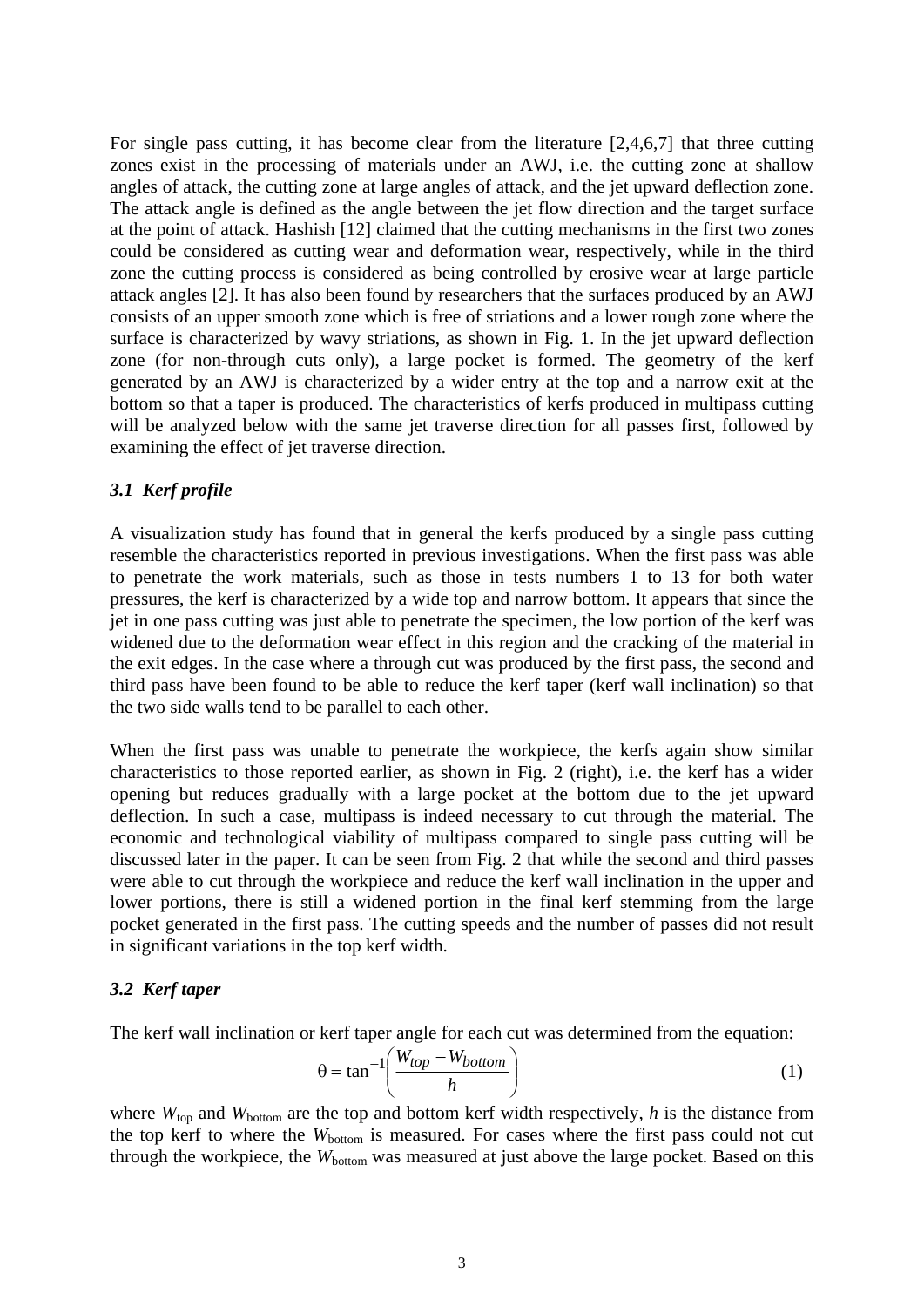For single pass cutting, it has become clear from the literature [2,4,6,7] that three cutting zones exist in the processing of materials under an AWJ, i.e. the cutting zone at shallow angles of attack, the cutting zone at large angles of attack, and the jet upward deflection zone. The attack angle is defined as the angle between the jet flow direction and the target surface at the point of attack. Hashish [12] claimed that the cutting mechanisms in the first two zones could be considered as cutting wear and deformation wear, respectively, while in the third zone the cutting process is considered as being controlled by erosive wear at large particle attack angles [2]. It has also been found by researchers that the surfaces produced by an AWJ consists of an upper smooth zone which is free of striations and a lower rough zone where the surface is characterized by wavy striations, as shown in Fig. 1. In the jet upward deflection zone (for non-through cuts only), a large pocket is formed. The geometry of the kerf generated by an AWJ is characterized by a wider entry at the top and a narrow exit at the bottom so that a taper is produced. The characteristics of kerfs produced in multipass cutting will be analyzed below with the same jet traverse direction for all passes first, followed by examining the effect of jet traverse direction.

### *3.1 Kerf profile*

A visualization study has found that in general the kerfs produced by a single pass cutting resemble the characteristics reported in previous investigations. When the first pass was able to penetrate the work materials, such as those in tests numbers 1 to 13 for both water pressures, the kerf is characterized by a wide top and narrow bottom. It appears that since the jet in one pass cutting was just able to penetrate the specimen, the low portion of the kerf was widened due to the deformation wear effect in this region and the cracking of the material in the exit edges. In the case where a through cut was produced by the first pass, the second and third pass have been found to be able to reduce the kerf taper (kerf wall inclination) so that the two side walls tend to be parallel to each other.

When the first pass was unable to penetrate the workpiece, the kerfs again show similar characteristics to those reported earlier, as shown in Fig. 2 (right), i.e. the kerf has a wider opening but reduces gradually with a large pocket at the bottom due to the jet upward deflection. In such a case, multipass is indeed necessary to cut through the material. The economic and technological viability of multipass compared to single pass cutting will be discussed later in the paper. It can be seen from Fig. 2 that while the second and third passes were able to cut through the workpiece and reduce the kerf wall inclination in the upper and lower portions, there is still a widened portion in the final kerf stemming from the large pocket generated in the first pass. The cutting speeds and the number of passes did not result in significant variations in the top kerf width.

### *3.2 Kerf taper*

The kerf wall inclination or kerf taper angle for each cut was determined from the equation:

$$\theta = \tan^{-1}\left(\frac{W_{top} - W_{bottom}}{h}\right) \tag{1}$$

where $W_{top}$ and $W_{bottom}$ are the top and bottom kerf width respectively, $h$ is the distance from the top kerf to where the $W_{bottom}$ is measured. For cases where the first pass could not cut through the workpiece, the $W_{bottom}$ was measured at just above the large pocket. Based on this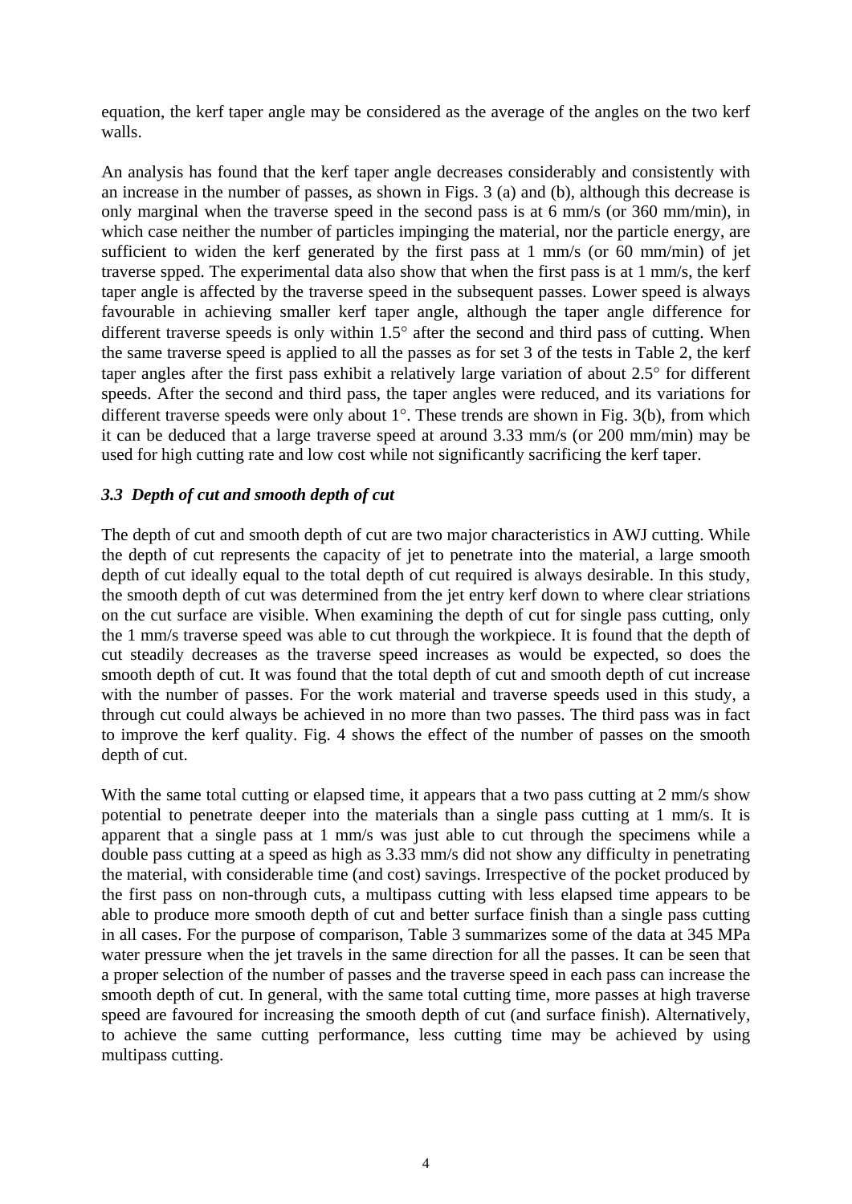equation, the kerf taper angle may be considered as the average of the angles on the two kerf walls.

An analysis has found that the kerf taper angle decreases considerably and consistently with an increase in the number of passes, as shown in Figs. 3 (a) and (b), although this decrease is only marginal when the traverse speed in the second pass is at 6 mm/s (or 360 mm/min), in which case neither the number of particles impinging the material, nor the particle energy, are sufficient to widen the kerf generated by the first pass at 1 mm/s (or 60 mm/min) of jet traverse spped. The experimental data also show that when the first pass is at 1 mm/s, the kerf taper angle is affected by the traverse speed in the subsequent passes. Lower speed is always favourable in achieving smaller kerf taper angle, although the taper angle difference for different traverse speeds is only within 1.5° after the second and third pass of cutting. When the same traverse speed is applied to all the passes as for set 3 of the tests in Table 2, the kerf taper angles after the first pass exhibit a relatively large variation of about 2.5° for different speeds. After the second and third pass, the taper angles were reduced, and its variations for different traverse speeds were only about 1°. These trends are shown in Fig. 3(b), from which it can be deduced that a large traverse speed at around 3.33 mm/s (or 200 mm/min) may be used for high cutting rate and low cost while not significantly sacrificing the kerf taper.

### *3.3 Depth of cut and smooth depth of cut*

The depth of cut and smooth depth of cut are two major characteristics in AWJ cutting. While the depth of cut represents the capacity of jet to penetrate into the material, a large smooth depth of cut ideally equal to the total depth of cut required is always desirable. In this study, the smooth depth of cut was determined from the jet entry kerf down to where clear striations on the cut surface are visible. When examining the depth of cut for single pass cutting, only the 1 mm/s traverse speed was able to cut through the workpiece. It is found that the depth of cut steadily decreases as the traverse speed increases as would be expected, so does the smooth depth of cut. It was found that the total depth of cut and smooth depth of cut increase with the number of passes. For the work material and traverse speeds used in this study, a through cut could always be achieved in no more than two passes. The third pass was in fact to improve the kerf quality. Fig. 4 shows the effect of the number of passes on the smooth depth of cut.

With the same total cutting or elapsed time, it appears that a two pass cutting at 2 mm/s show potential to penetrate deeper into the materials than a single pass cutting at 1 mm/s. It is apparent that a single pass at 1 mm/s was just able to cut through the specimens while a double pass cutting at a speed as high as 3.33 mm/s did not show any difficulty in penetrating the material, with considerable time (and cost) savings. Irrespective of the pocket produced by the first pass on non-through cuts, a multipass cutting with less elapsed time appears to be able to produce more smooth depth of cut and better surface finish than a single pass cutting in all cases. For the purpose of comparison, Table 3 summarizes some of the data at 345 MPa water pressure when the jet travels in the same direction for all the passes. It can be seen that a proper selection of the number of passes and the traverse speed in each pass can increase the smooth depth of cut. In general, with the same total cutting time, more passes at high traverse speed are favoured for increasing the smooth depth of cut (and surface finish). Alternatively, to achieve the same cutting performance, less cutting time may be achieved by using multipass cutting.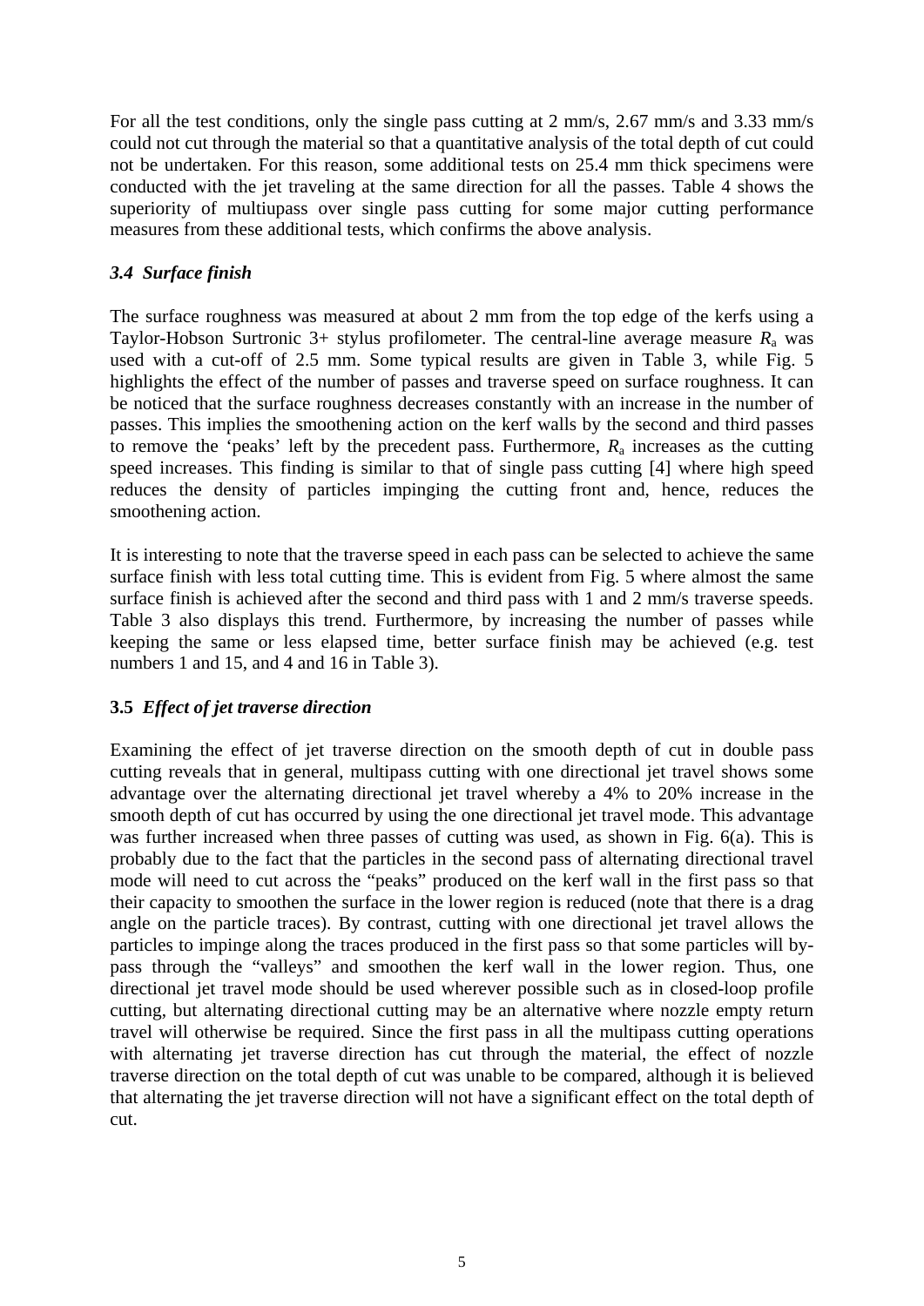For all the test conditions, only the single pass cutting at 2 mm/s, 2.67 mm/s and 3.33 mm/s could not cut through the material so that a quantitative analysis of the total depth of cut could not be undertaken. For this reason, some additional tests on 25.4 mm thick specimens were conducted with the jet traveling at the same direction for all the passes. Table 4 shows the superiority of multiupass over single pass cutting for some major cutting performance measures from these additional tests, which confirms the above analysis.

### *3.4 Surface finish*

The surface roughness was measured at about 2 mm from the top edge of the kerfs using a Taylor-Hobson Surtronic 3+ stylus profilometer. The central-line average measure $R_a$ was used with a cut-off of 2.5 mm. Some typical results are given in Table 3, while Fig. 5 highlights the effect of the number of passes and traverse speed on surface roughness. It can be noticed that the surface roughness decreases constantly with an increase in the number of passes. This implies the smoothening action on the kerf walls by the second and third passes to remove the 'peaks' left by the precedent pass. Furthermore, $R_a$ increases as the cutting speed increases. This finding is similar to that of single pass cutting [4] where high speed reduces the density of particles impinging the cutting front and, hence, reduces the smoothening action.

It is interesting to note that the traverse speed in each pass can be selected to achieve the same surface finish with less total cutting time. This is evident from Fig. 5 where almost the same surface finish is achieved after the second and third pass with 1 and 2 mm/s traverse speeds. Table 3 also displays this trend. Furthermore, by increasing the number of passes while keeping the same or less elapsed time, better surface finish may be achieved (e.g. test numbers 1 and 15, and 4 and 16 in Table 3).

### **3.5** *Effect of jet traverse direction*

Examining the effect of jet traverse direction on the smooth depth of cut in double pass cutting reveals that in general, multipass cutting with one directional jet travel shows some advantage over the alternating directional jet travel whereby a 4% to 20% increase in the smooth depth of cut has occurred by using the one directional jet travel mode. This advantage was further increased when three passes of cutting was used, as shown in Fig. 6(a). This is probably due to the fact that the particles in the second pass of alternating directional travel mode will need to cut across the "peaks" produced on the kerf wall in the first pass so that their capacity to smoothen the surface in the lower region is reduced (note that there is a drag angle on the particle traces). By contrast, cutting with one directional jet travel allows the particles to impinge along the traces produced in the first pass so that some particles will by-pass through the "valleys" and smoothen the kerf wall in the lower region. Thus, one directional jet travel mode should be used wherever possible such as in closed-loop profile cutting, but alternating directional cutting may be an alternative where nozzle empty return travel will otherwise be required. Since the first pass in all the multipass cutting operations with alternating jet traverse direction has cut through the material, the effect of nozzle traverse direction on the total depth of cut was unable to be compared, although it is believed that alternating the jet traverse direction will not have a significant effect on the total depth of cut.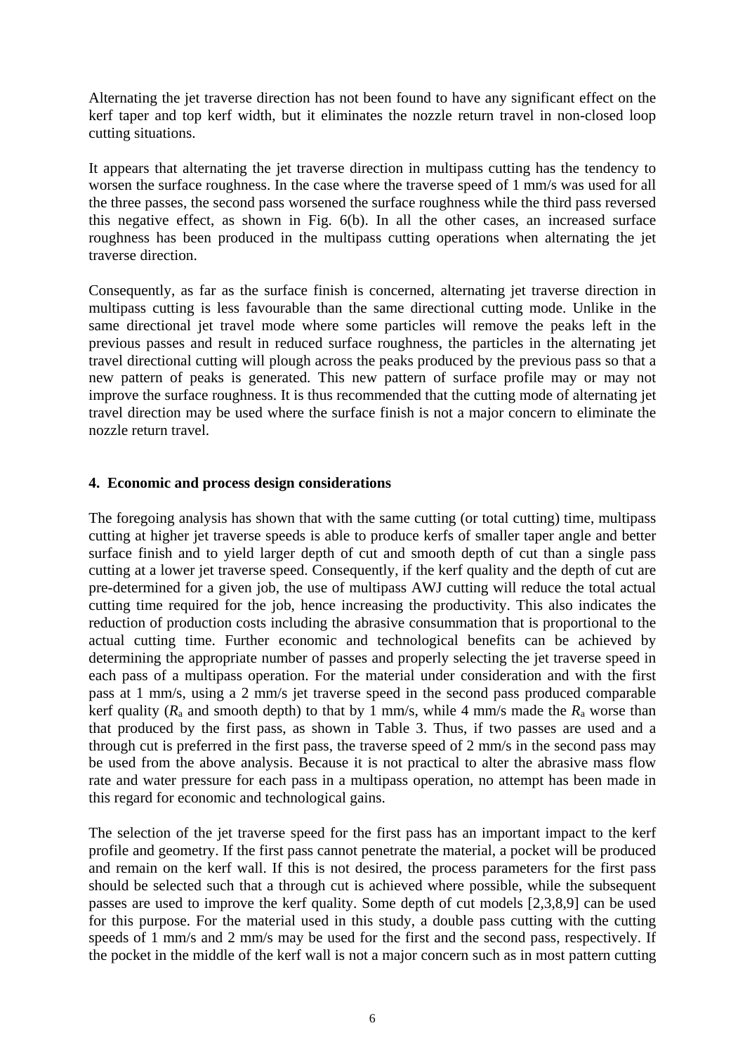Alternating the jet traverse direction has not been found to have any significant effect on the kerf taper and top kerf width, but it eliminates the nozzle return travel in non-closed loop cutting situations.

It appears that alternating the jet traverse direction in multipass cutting has the tendency to worsen the surface roughness. In the case where the traverse speed of 1 mm/s was used for all the three passes, the second pass worsened the surface roughness while the third pass reversed this negative effect, as shown in Fig. 6(b). In all the other cases, an increased surface roughness has been produced in the multipass cutting operations when alternating the jet traverse direction.

Consequently, as far as the surface finish is concerned, alternating jet traverse direction in multipass cutting is less favourable than the same directional cutting mode. Unlike in the same directional jet travel mode where some particles will remove the peaks left in the previous passes and result in reduced surface roughness, the particles in the alternating jet travel directional cutting will plough across the peaks produced by the previous pass so that a new pattern of peaks is generated. This new pattern of surface profile may or may not improve the surface roughness. It is thus recommended that the cutting mode of alternating jet travel direction may be used where the surface finish is not a major concern to eliminate the nozzle return travel.

### 4. Economic and process design considerations

The foregoing analysis has shown that with the same cutting (or total cutting) time, multipass cutting at higher jet traverse speeds is able to produce kerfs of smaller taper angle and better surface finish and to yield larger depth of cut and smooth depth of cut than a single pass cutting at a lower jet traverse speed. Consequently, if the kerf quality and the depth of cut are pre-determined for a given job, the use of multipass AWJ cutting will reduce the total actual cutting time required for the job, hence increasing the productivity. This also indicates the reduction of production costs including the abrasive consummation that is proportional to the actual cutting time. Further economic and technological benefits can be achieved by determining the appropriate number of passes and properly selecting the jet traverse speed in each pass of a multipass operation. For the material under consideration and with the first pass at 1 mm/s, using a 2 mm/s jet traverse speed in the second pass produced comparable kerf quality ($R_a$ and smooth depth) to that by 1 mm/s, while 4 mm/s made the $R_a$ worse than that produced by the first pass, as shown in Table 3. Thus, if two passes are used and a through cut is preferred in the first pass, the traverse speed of 2 mm/s in the second pass may be used from the above analysis. Because it is not practical to alter the abrasive mass flow rate and water pressure for each pass in a multipass operation, no attempt has been made in this regard for economic and technological gains.

The selection of the jet traverse speed for the first pass has an important impact to the kerf profile and geometry. If the first pass cannot penetrate the material, a pocket will be produced and remain on the kerf wall. If this is not desired, the process parameters for the first pass should be selected such that a through cut is achieved where possible, while the subsequent passes are used to improve the kerf quality. Some depth of cut models [2,3,8,9] can be used for this purpose. For the material used in this study, a double pass cutting with the cutting speeds of 1 mm/s and 2 mm/s may be used for the first and the second pass, respectively. If the pocket in the middle of the kerf wall is not a major concern such as in most pattern cutting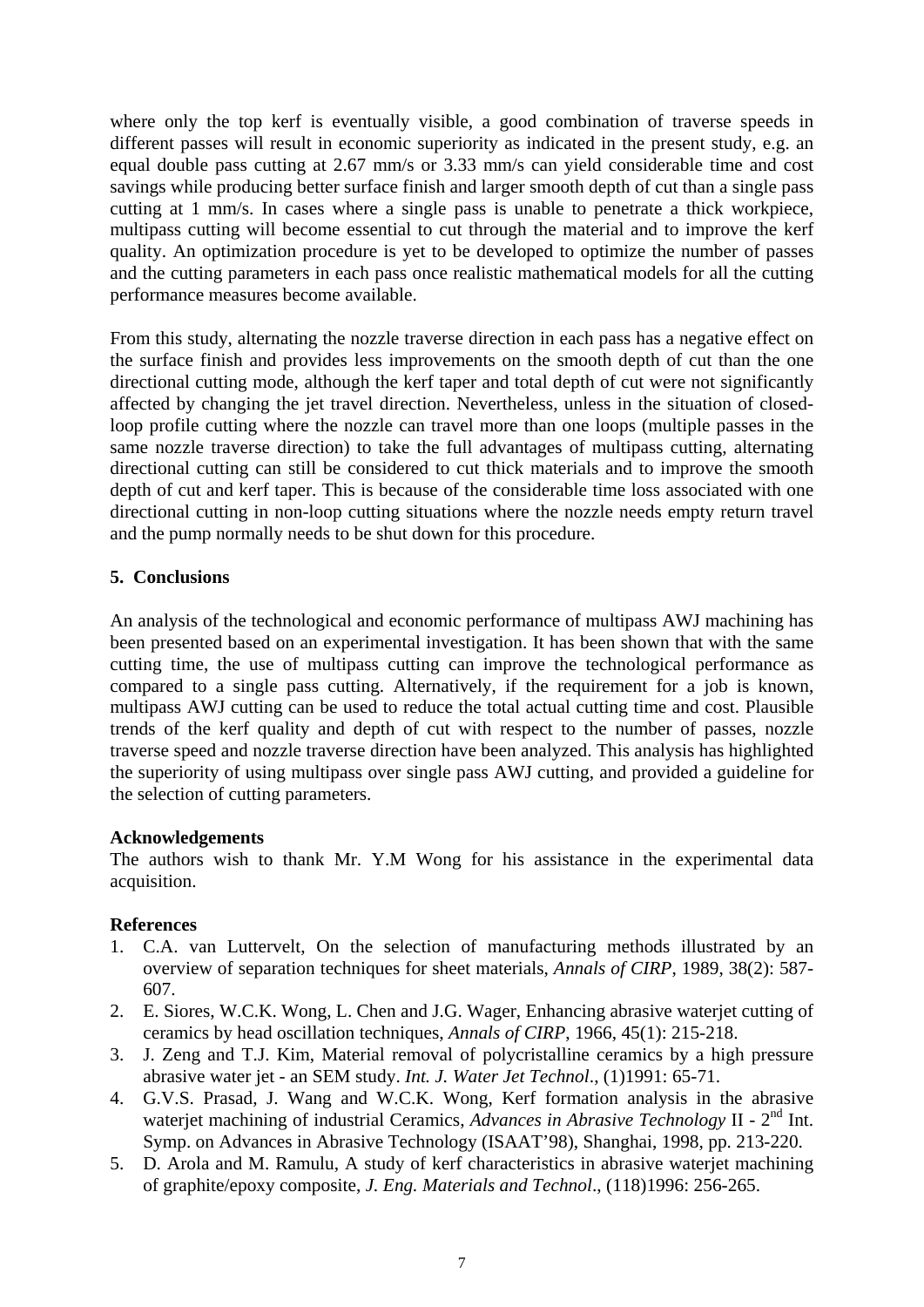where only the top kerf is eventually visible, a good combination of traverse speeds in different passes will result in economic superiority as indicated in the present study, e.g. an equal double pass cutting at 2.67 mm/s or 3.33 mm/s can yield considerable time and cost savings while producing better surface finish and larger smooth depth of cut than a single pass cutting at 1 mm/s. In cases where a single pass is unable to penetrate a thick workpiece, multipass cutting will become essential to cut through the material and to improve the kerf quality. An optimization procedure is yet to be developed to optimize the number of passes and the cutting parameters in each pass once realistic mathematical models for all the cutting performance measures become available.

From this study, alternating the nozzle traverse direction in each pass has a negative effect on the surface finish and provides less improvements on the smooth depth of cut than the one directional cutting mode, although the kerf taper and total depth of cut were not significantly affected by changing the jet travel direction. Nevertheless, unless in the situation of closed-loop profile cutting where the nozzle can travel more than one loops (multiple passes in the same nozzle traverse direction) to take the full advantages of multipass cutting, alternating directional cutting can still be considered to cut thick materials and to improve the smooth depth of cut and kerf taper. This is because of the considerable time loss associated with one directional cutting in non-loop cutting situations where the nozzle needs empty return travel and the pump normally needs to be shut down for this procedure.

## 5. Conclusions

An analysis of the technological and economic performance of multipass AWJ machining has been presented based on an experimental investigation. It has been shown that with the same cutting time, the use of multipass cutting can improve the technological performance as compared to a single pass cutting. Alternatively, if the requirement for a job is known, multipass AWJ cutting can be used to reduce the total actual cutting time and cost. Plausible trends of the kerf quality and depth of cut with respect to the number of passes, nozzle traverse speed and nozzle traverse direction have been analyzed. This analysis has highlighted the superiority of using multipass over single pass AWJ cutting, and provided a guideline for the selection of cutting parameters.

**Acknowledgements**

The authors wish to thank Mr. Y.M Wong for his assistance in the experimental data acquisition.

**References**

1. C.A. van Luttervelt, On the selection of manufacturing methods illustrated by an overview of separation techniques for sheet materials, *Annals of CIRP*, 1989, 38(2): 587-607.
2. E. Siores, W.C.K. Wong, L. Chen and J.G. Wager, Enhancing abrasive waterjet cutting of ceramics by head oscillation techniques, *Annals of CIRP*, 1966, 45(1): 215-218.
3. J. Zeng and T.J. Kim, Material removal of polycristalline ceramics by a high pressure abrasive water jet - an SEM study. *Int. J. Water Jet Technol*., (1)1991: 65-71.
4. G.V.S. Prasad, J. Wang and W.C.K. Wong, Kerf formation analysis in the abrasive waterjet machining of industrial Ceramics, *Advances in Abrasive Technology* II - 2nd Int. Symp. on Advances in Abrasive Technology (ISAAT'98), Shanghai, 1998, pp. 213-220.
5. D. Arola and M. Ramulu, A study of kerf characteristics in abrasive waterjet machining of graphite/epoxy composite, *J. Eng. Materials and Technol*., (118)1996: 256-265.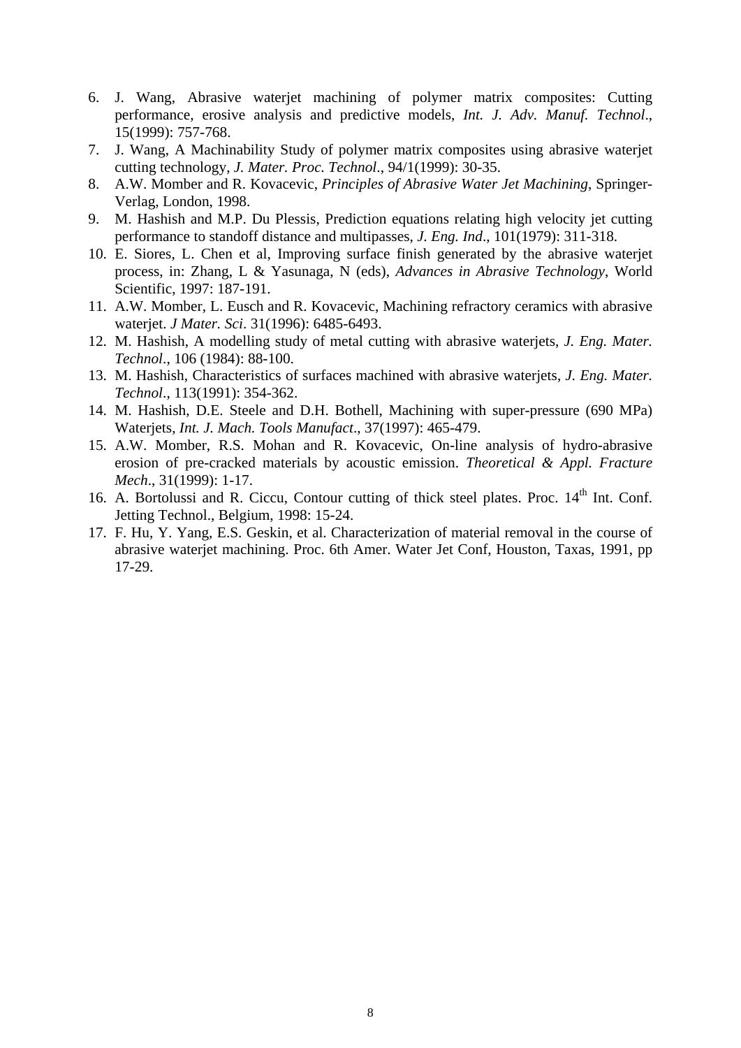6. J. Wang, Abrasive waterjet machining of polymer matrix composites: Cutting performance, erosive analysis and predictive models, *Int. J. Adv. Manuf. Technol*., 15(1999): 757-768.
7. J. Wang, A Machinability Study of polymer matrix composites using abrasive waterjet cutting technology, *J. Mater. Proc. Technol*., 94/1(1999): 30-35.
8. A.W. Momber and R. Kovacevic, *Principles of Abrasive Water Jet Machining*, Springer-Verlag, London, 1998.
9. M. Hashish and M.P. Du Plessis, Prediction equations relating high velocity jet cutting performance to standoff distance and multipasses, *J. Eng. Ind*., 101(1979): 311-318.
10. E. Siores, L. Chen et al, Improving surface finish generated by the abrasive waterjet process, in: Zhang, L & Yasunaga, N (eds), *Advances in Abrasive Technology*, World Scientific, 1997: 187-191.
11. A.W. Momber, L. Eusch and R. Kovacevic, Machining refractory ceramics with abrasive waterjet. *J Mater. Sci*. 31(1996): 6485-6493.
12. M. Hashish, A modelling study of metal cutting with abrasive waterjets, *J. Eng. Mater. Technol*., 106 (1984): 88-100.
13. M. Hashish, Characteristics of surfaces machined with abrasive waterjets, *J. Eng. Mater. Technol*., 113(1991): 354-362.
14. M. Hashish, D.E. Steele and D.H. Bothell, Machining with super-pressure (690 MPa) Waterjets, *Int. J. Mach. Tools Manufact*., 37(1997): 465-479.
15. A.W. Momber, R.S. Mohan and R. Kovacevic, On-line analysis of hydro-abrasive erosion of pre-cracked materials by acoustic emission. *Theoretical & Appl. Fracture Mech*., 31(1999): 1-17.
16. A. Bortolussi and R. Ciccu, Contour cutting of thick steel plates. Proc. 14$^{th}$ Int. Conf. Jetting Technol., Belgium, 1998: 15-24.
17. F. Hu, Y. Yang, E.S. Geskin, et al. Characterization of material removal in the course of abrasive waterjet machining. Proc. 6th Amer. Water Jet Conf, Houston, Taxas, 1991, pp 17-29.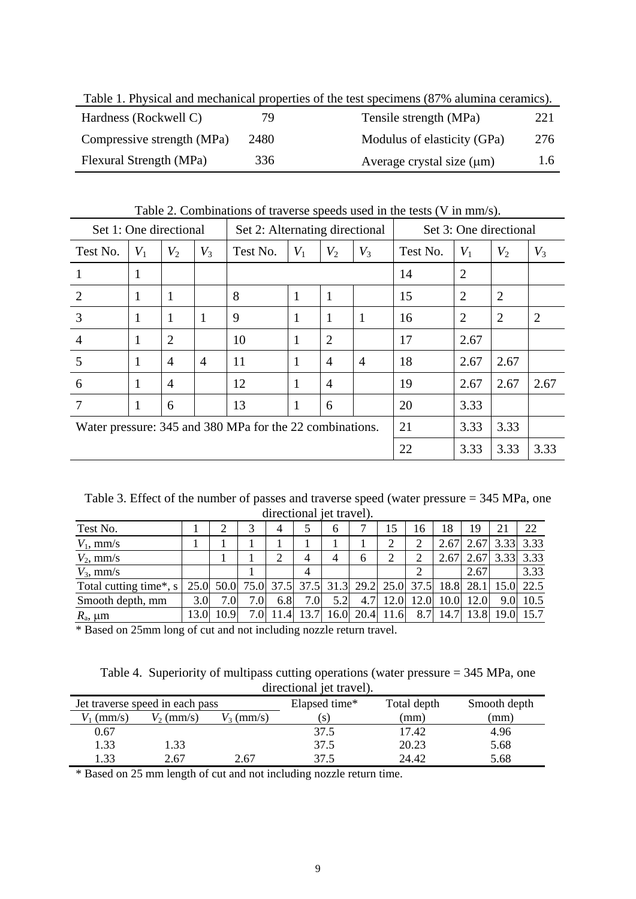Table 1. Physical and mechanical properties of the test specimens (87% alumina ceramics).

| | | | |
|---|---|---|---|
| Hardness (Rockwell C) | 79 | Tensile strength (MPa) | 221 |
| Compressive strength (MPa) | 2480 | Modulus of elasticity (GPa) | 276 |
| Flexural Strength (MPa) | 336 | Average crystal size (μm) | 1.6 |

Table 2. Combinations of traverse speeds used in the tests (V in mm/s).

| Set 1: One directional | | | | Set 2: Alternating directional | | | | Set 3: One directional | | | |
|---|---|---|---|---|---|---|---|---|---|---|---|
| Test No. | $V_1$ | $V_2$ | $V_3$ | Test No. | $V_1$ | $V_2$ | $V_3$ | Test No. | $V_1$ | $V_2$ | $V_3$ |
| 1 | 1 | | | | | | | 14 | 2 | | |
| 2 | 1 | 1 | | 8 | 1 | 1 | | 15 | 2 | 2 | |
| 3 | 1 | 1 | 1 | 9 | 1 | 1 | 1 | 16 | 2 | 2 | 2 |
| 4 | 1 | 2 | | 10 | 1 | 2 | | 17 | 2.67 | | |
| 5 | 1 | 4 | 4 | 11 | 1 | 4 | 4 | 18 | 2.67 | 2.67 | |
| 6 | 1 | 4 | | 12 | 1 | 4 | | 19 | 2.67 | 2.67 | 2.67 |
| 7 | 1 | 6 | | 13 | 1 | 6 | | 20 | 3.33 | | |
| Water pressure: 345 and 380 MPa for the 22 combinations. | | | | | | | | 21 | 3.33 | 3.33 | |
| | | | | | | | | 22 | 3.33 | 3.33 | 3.33 |

Table 3. Effect of the number of passes and traverse speed (water pressure = 345 MPa, one directional jet travel).

| Test No. | 1 | 2 | 3 | 4 | 5 | 6 | 7 | 15 | 16 | 18 | 19 | 21 | 22 |
|---|---|---|---|---|---|---|---|---|---|---|---|---|---|
| $V_1$, mm/s | 1 | 1 | 1 | 1 | 1 | 1 | 1 | 2 | 2 | 2.67 | 2.67 | 3.33 | 3.33 |
| $V_2$, mm/s | | 1 | 1 | 2 | 4 | 4 | 6 | 2 | 2 | 2.67 | 2.67 | 3.33 | 3.33 |
| $V_3$, mm/s | | | 1 | | 4 | | | | 2 | | 2.67 | | 3.33 |
| Total cutting time*, s | 25.0 | 50.0 | 75.0 | 37.5 | 37.5 | 31.3 | 29.2 | 25.0 | 37.5 | 18.8 | 28.1 | 15.0 | 22.5 |
| Smooth depth, mm | 3.0 | 7.0 | 7.0 | 6.8 | 7.0 | 5.2 | 4.7 | 12.0 | 12.0 | 10.0 | 12.0 | 9.0 | 10.5 |
| $R_a$, μm | 13.0 | 10.9 | 7.0 | 11.4 | 13.7 | 16.0 | 20.4 | 11.6 | 8.7 | 14.7 | 13.8 | 19.0 | 15.7 |

* Based on 25mm long of cut and not including nozzle return travel.

Table 4. Superiority of multipass cutting operations (water pressure = 345 MPa, one directional jet travel).

| Jet traverse speed in each pass | | | Elapsed time* | Total depth | Smooth depth |
|---|---|---|---|---|---|
| $V_1$ (mm/s) | $V_2$ (mm/s) | $V_3$ (mm/s) | (s) | (mm) | (mm) |
| 0.67 | | | 37.5 | 17.42 | 4.96 |
| 1.33 | 1.33 | | 37.5 | 20.23 | 5.68 |
| 1.33 | 2.67 | 2.67 | 37.5 | 24.42 | 5.68 |

* Based on 25 mm length of cut and not including nozzle return time.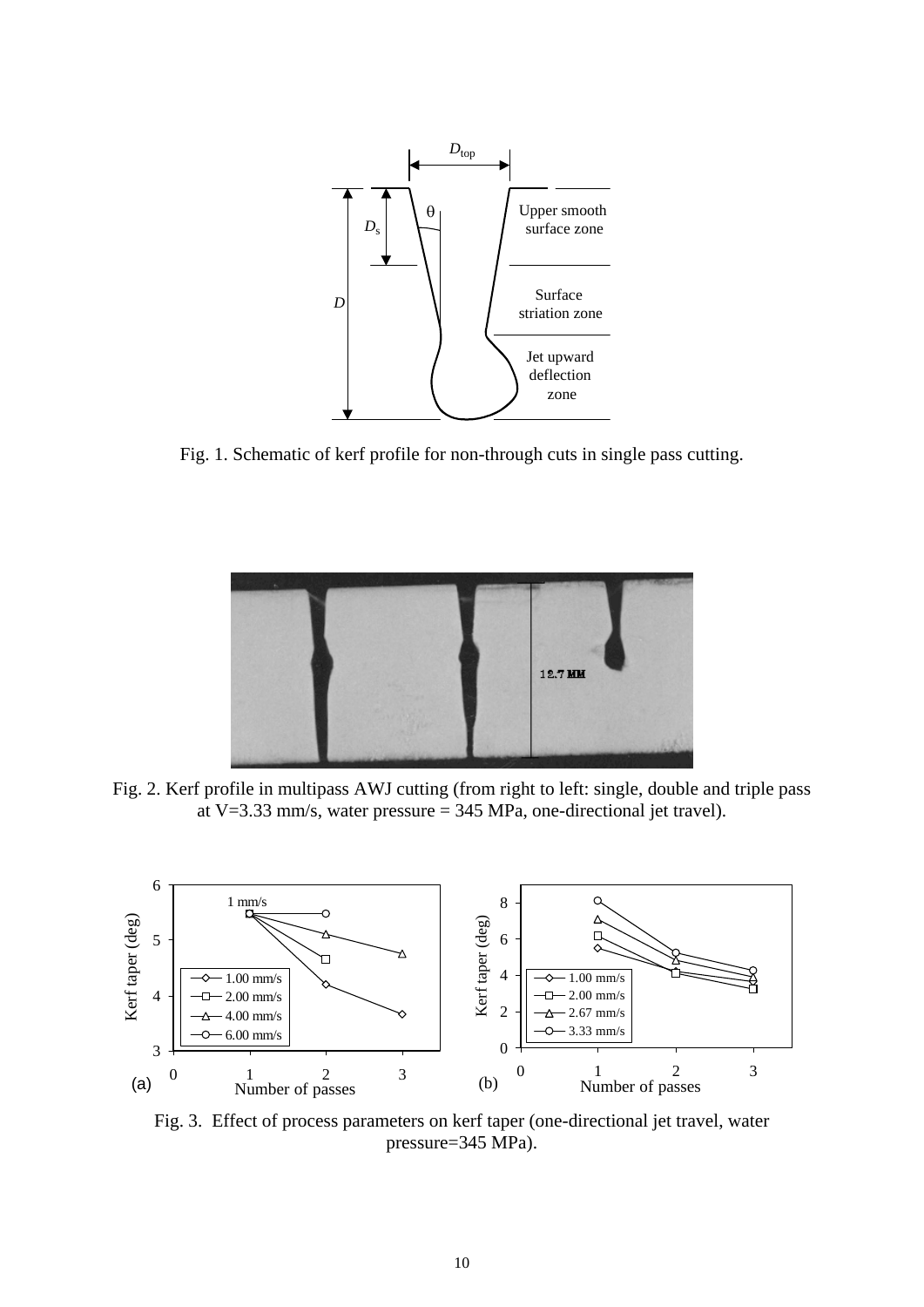Fig. 1. Schematic of kerf profile for non-through cuts in single pass cutting.

Fig. 2. Kerf profile in multipass AWJ cutting (from right to left: single, double and triple pass at V=3.33 mm/s, water pressure = 345 MPa, one-directional jet travel).

Fig. 3. Effect of process parameters on kerf taper (one-directional jet travel, water pressure=345 MPa).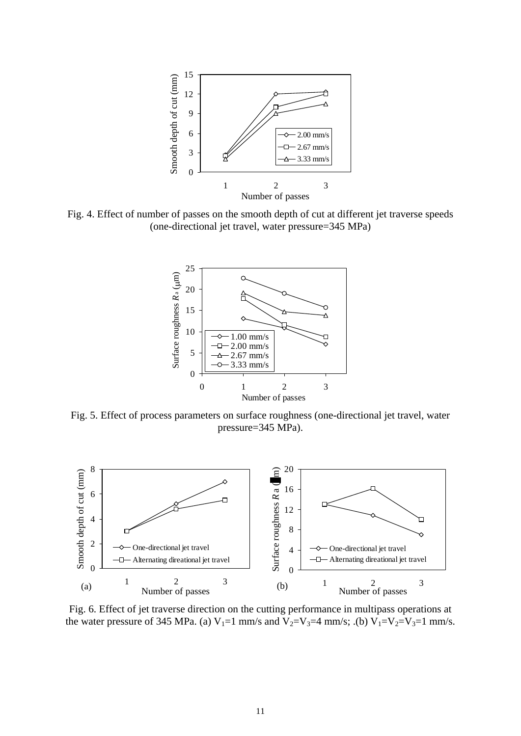15
12
9
6
3
0
Smooth depth of cut (mm)
1
2
3
Number of passes
2.00 mm/s
2.67 mm/s
3.33 mm/s

Fig. 4. Effect of number of passes on the smooth depth of cut at different jet traverse speeds (one-directional jet travel, water pressure=345 MPa)

25
20
15
10
5
0
Surface roughness $R_a$ (μm)
0
1
2
3
Number of passes
1.00 mm/s
2.00 mm/s
2.67 mm/s
3.33 mm/s

Fig. 5. Effect of process parameters on surface roughness (one-directional jet travel, water pressure=345 MPa).

8
6
4
2
0
Smooth depth of cut (mm)
One-directional jet travel
Alternating direational jet travel
(a)
1
2
3
Number of passes

20
16
12
8
4
0
Surface roughness $R$ a (μm)
One-directional jet travel
Alternating direational jet travel
(b)
1
2
3
Number of passes

Fig. 6. Effect of jet traverse direction on the cutting performance in multipass operations at the water pressure of 345 MPa. (a) $V_1$=1 mm/s and $V_2$=$V_3$=4 mm/s; .(b) $V_1$=$V_2$=$V_3$=1 mm/s.